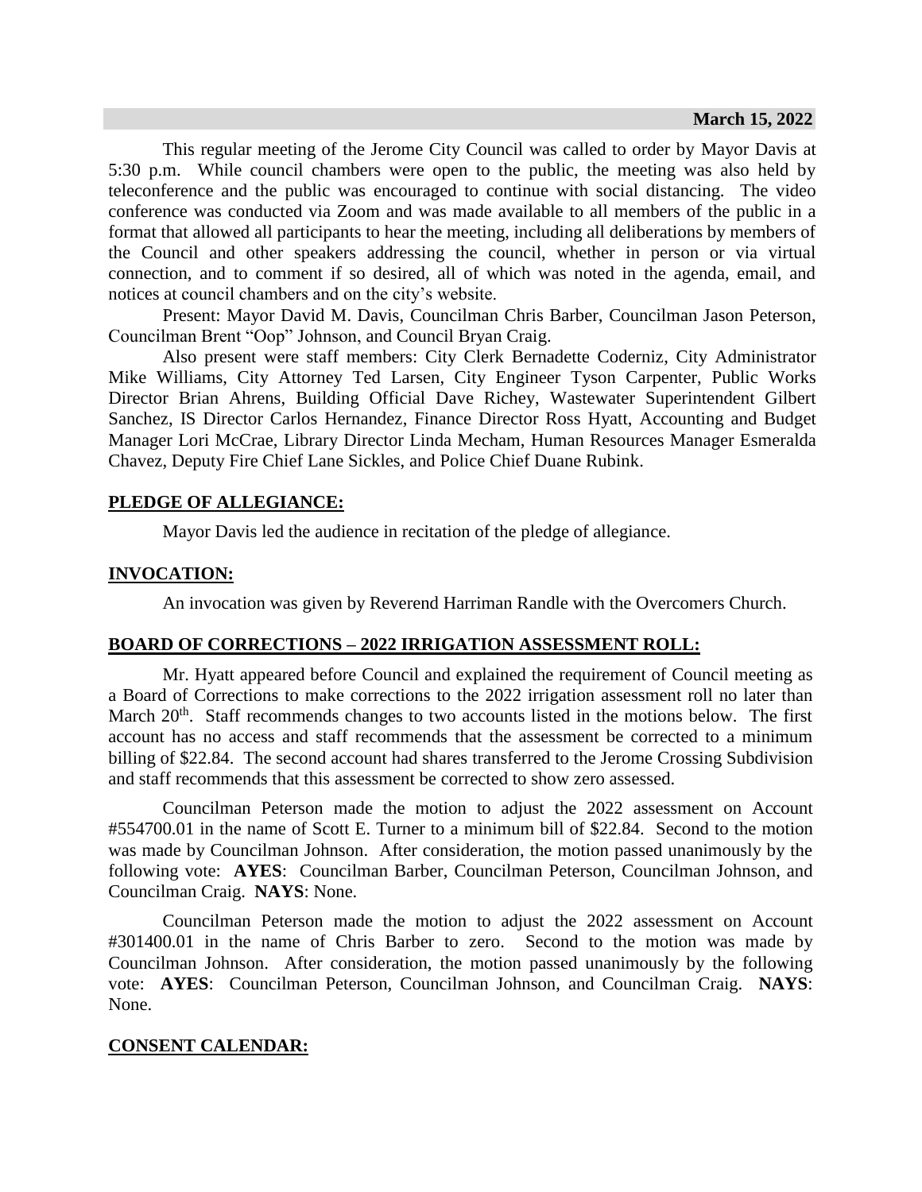**March 15, 2022**

This regular meeting of the Jerome City Council was called to order by Mayor Davis at 5:30 p.m. While council chambers were open to the public, the meeting was also held by teleconference and the public was encouraged to continue with social distancing. The video conference was conducted via Zoom and was made available to all members of the public in a format that allowed all participants to hear the meeting, including all deliberations by members of the Council and other speakers addressing the council, whether in person or via virtual connection, and to comment if so desired, all of which was noted in the agenda, email, and notices at council chambers and on the city's website.

Present: Mayor David M. Davis, Councilman Chris Barber, Councilman Jason Peterson, Councilman Brent "Oop" Johnson, and Council Bryan Craig.

Also present were staff members: City Clerk Bernadette Coderniz, City Administrator Mike Williams, City Attorney Ted Larsen, City Engineer Tyson Carpenter, Public Works Director Brian Ahrens, Building Official Dave Richey, Wastewater Superintendent Gilbert Sanchez, IS Director Carlos Hernandez, Finance Director Ross Hyatt, Accounting and Budget Manager Lori McCrae, Library Director Linda Mecham, Human Resources Manager Esmeralda Chavez, Deputy Fire Chief Lane Sickles, and Police Chief Duane Rubink.

**PLEDGE OF ALLEGIANCE:**

Mayor Davis led the audience in recitation of the pledge of allegiance.

**INVOCATION:**

An invocation was given by Reverend Harriman Randle with the Overcomers Church.

**BOARD OF CORRECTIONS – 2022 IRRIGATION ASSESSMENT ROLL:**

Mr. Hyatt appeared before Council and explained the requirement of Council meeting as a Board of Corrections to make corrections to the 2022 irrigation assessment roll no later than March 20th. Staff recommends changes to two accounts listed in the motions below. The first account has no access and staff recommends that the assessment be corrected to a minimum billing of $22.84. The second account had shares transferred to the Jerome Crossing Subdivision and staff recommends that this assessment be corrected to show zero assessed.

Councilman Peterson made the motion to adjust the 2022 assessment on Account #554700.01 in the name of Scott E. Turner to a minimum bill of $22.84. Second to the motion was made by Councilman Johnson. After consideration, the motion passed unanimously by the following vote: **AYES**: Councilman Barber, Councilman Peterson, Councilman Johnson, and Councilman Craig. **NAYS**: None.

Councilman Peterson made the motion to adjust the 2022 assessment on Account #301400.01 in the name of Chris Barber to zero. Second to the motion was made by Councilman Johnson. After consideration, the motion passed unanimously by the following vote: **AYES**: Councilman Peterson, Councilman Johnson, and Councilman Craig. **NAYS**: None.

**CONSENT CALENDAR:**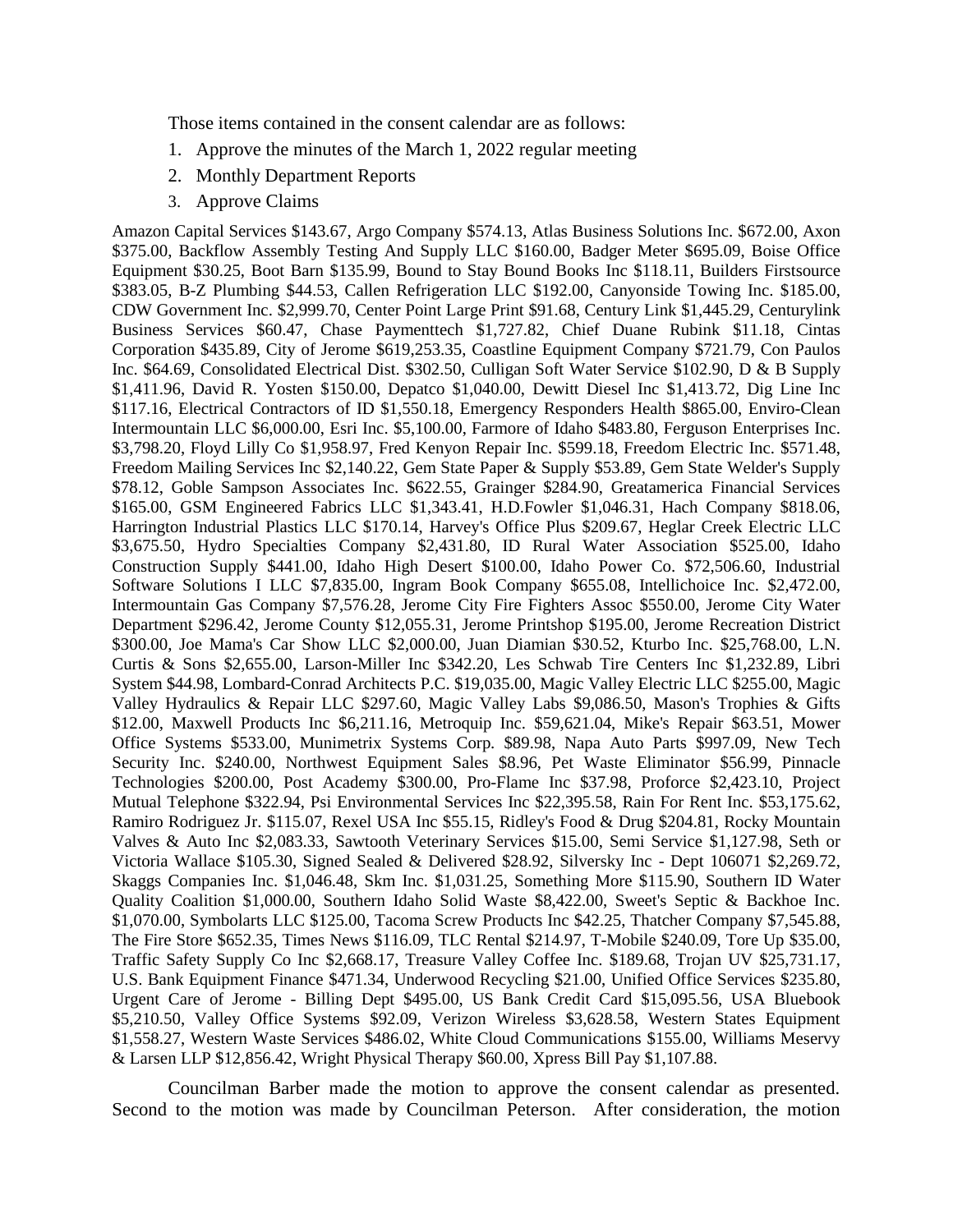Those items contained in the consent calendar are as follows:

1. Approve the minutes of the March 1, 2022 regular meeting
2. Monthly Department Reports
3. Approve Claims

Amazon Capital Services $143.67, Argo Company $574.13, Atlas Business Solutions Inc. $672.00, Axon $375.00, Backflow Assembly Testing And Supply LLC $160.00, Badger Meter $695.09, Boise Office Equipment $30.25, Boot Barn $135.99, Bound to Stay Bound Books Inc $118.11, Builders Firstsource $383.05, B-Z Plumbing $44.53, Callen Refrigeration LLC $192.00, Canyonside Towing Inc. $185.00, CDW Government Inc. $2,999.70, Center Point Large Print $91.68, Century Link $1,445.29, Centurylink Business Services $60.47, Chase Paymenttech $1,727.82, Chief Duane Rubink $11.18, Cintas Corporation $435.89, City of Jerome $619,253.35, Coastline Equipment Company $721.79, Con Paulos Inc. $64.69, Consolidated Electrical Dist. $302.50, Culligan Soft Water Service $102.90, D & B Supply $1,411.96, David R. Yosten $150.00, Depatco $1,040.00, Dewitt Diesel Inc $1,413.72, Dig Line Inc $117.16, Electrical Contractors of ID $1,550.18, Emergency Responders Health $865.00, Enviro-Clean Intermountain LLC $6,000.00, Esri Inc. $5,100.00, Farmore of Idaho $483.80, Ferguson Enterprises Inc. $3,798.20, Floyd Lilly Co $1,958.97, Fred Kenyon Repair Inc. $599.18, Freedom Electric Inc. $571.48, Freedom Mailing Services Inc $2,140.22, Gem State Paper & Supply $53.89, Gem State Welder's Supply $78.12, Goble Sampson Associates Inc. $622.55, Grainger $284.90, Greatamerica Financial Services $165.00, GSM Engineered Fabrics LLC $1,343.41, H.D.Fowler $1,046.31, Hach Company $818.06, Harrington Industrial Plastics LLC $170.14, Harvey's Office Plus $209.67, Heglar Creek Electric LLC $3,675.50, Hydro Specialties Company $2,431.80, ID Rural Water Association $525.00, Idaho Construction Supply $441.00, Idaho High Desert $100.00, Idaho Power Co. $72,506.60, Industrial Software Solutions I LLC $7,835.00, Ingram Book Company $655.08, Intellichoice Inc. $2,472.00, Intermountain Gas Company $7,576.28, Jerome City Fire Fighters Assoc $550.00, Jerome City Water Department $296.42, Jerome County $12,055.31, Jerome Printshop $195.00, Jerome Recreation District $300.00, Joe Mama's Car Show LLC $2,000.00, Juan Diamian $30.52, Kturbo Inc. $25,768.00, L.N. Curtis & Sons $2,655.00, Larson-Miller Inc $342.20, Les Schwab Tire Centers Inc $1,232.89, Libri System $44.98, Lombard-Conrad Architects P.C. $19,035.00, Magic Valley Electric LLC $255.00, Magic Valley Hydraulics & Repair LLC $297.60, Magic Valley Labs $9,086.50, Mason's Trophies & Gifts $12.00, Maxwell Products Inc $6,211.16, Metroquip Inc. $59,621.04, Mike's Repair $63.51, Mower Office Systems $533.00, Munimetrix Systems Corp. $89.98, Napa Auto Parts $997.09, New Tech Security Inc. $240.00, Northwest Equipment Sales $8.96, Pet Waste Eliminator $56.99, Pinnacle Technologies $200.00, Post Academy $300.00, Pro-Flame Inc $37.98, Proforce $2,423.10, Project Mutual Telephone $322.94, Psi Environmental Services Inc $22,395.58, Rain For Rent Inc. $53,175.62, Ramiro Rodriguez Jr. $115.07, Rexel USA Inc $55.15, Ridley's Food & Drug $204.81, Rocky Mountain Valves & Auto Inc $2,083.33, Sawtooth Veterinary Services $15.00, Semi Service $1,127.98, Seth or Victoria Wallace $105.30, Signed Sealed & Delivered $28.92, Silversky Inc - Dept 106071 $2,269.72, Skaggs Companies Inc. $1,046.48, Skm Inc. $1,031.25, Something More $115.90, Southern ID Water Quality Coalition $1,000.00, Southern Idaho Solid Waste $8,422.00, Sweet's Septic & Backhoe Inc. $1,070.00, Symbolarts LLC $125.00, Tacoma Screw Products Inc $42.25, Thatcher Company $7,545.88, The Fire Store $652.35, Times News $116.09, TLC Rental $214.97, T-Mobile $240.09, Tore Up $35.00, Traffic Safety Supply Co Inc $2,668.17, Treasure Valley Coffee Inc. $189.68, Trojan UV $25,731.17, U.S. Bank Equipment Finance $471.34, Underwood Recycling $21.00, Unified Office Services $235.80, Urgent Care of Jerome - Billing Dept $495.00, US Bank Credit Card $15,095.56, USA Bluebook $5,210.50, Valley Office Systems $92.09, Verizon Wireless $3,628.58, Western States Equipment $1,558.27, Western Waste Services $486.02, White Cloud Communications $155.00, Williams Meservy & Larsen LLP $12,856.42, Wright Physical Therapy $60.00, Xpress Bill Pay $1,107.88.

Councilman Barber made the motion to approve the consent calendar as presented. Second to the motion was made by Councilman Peterson. After consideration, the motion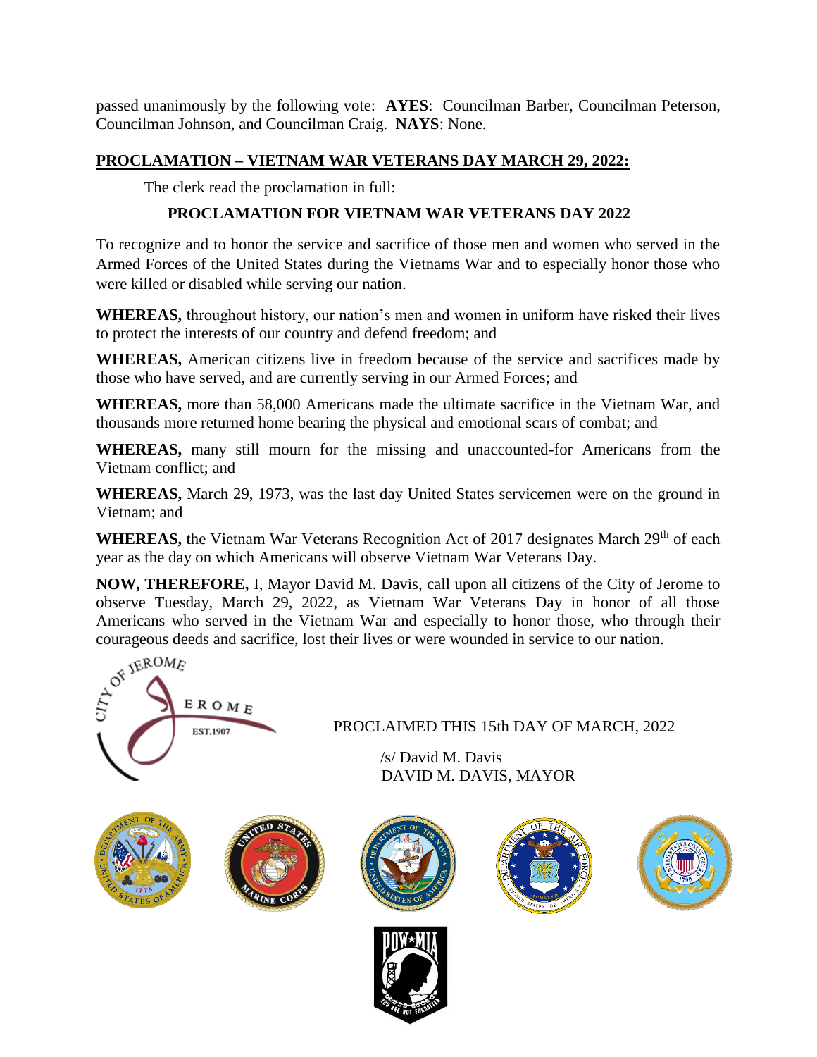passed unanimously by the following vote: **AYES**: Councilman Barber, Councilman Peterson, Councilman Johnson, and Councilman Craig. **NAYS**: None.

**PROCLAMATION – VIETNAM WAR VETERANS DAY MARCH 29, 2022:**

The clerk read the proclamation in full:

**PROCLAMATION FOR VIETNAM WAR VETERANS DAY 2022**

To recognize and to honor the service and sacrifice of those men and women who served in the Armed Forces of the United States during the Vietnams War and to especially honor those who were killed or disabled while serving our nation.

**WHEREAS,** throughout history, our nation's men and women in uniform have risked their lives to protect the interests of our country and defend freedom; and

**WHEREAS,** American citizens live in freedom because of the service and sacrifices made by those who have served, and are currently serving in our Armed Forces; and

**WHEREAS,** more than 58,000 Americans made the ultimate sacrifice in the Vietnam War, and thousands more returned home bearing the physical and emotional scars of combat; and

**WHEREAS,** many still mourn for the missing and unaccounted-for Americans from the Vietnam conflict; and

**WHEREAS,** March 29, 1973, was the last day United States servicemen were on the ground in Vietnam; and

**WHEREAS,** the Vietnam War Veterans Recognition Act of 2017 designates March 29th of each year as the day on which Americans will observe Vietnam War Veterans Day.

**NOW, THEREFORE,** I, Mayor David M. Davis, call upon all citizens of the City of Jerome to observe Tuesday, March 29, 2022, as Vietnam War Veterans Day in honor of all those Americans who served in the Vietnam War and especially to honor those, who through their courageous deeds and sacrifice, lost their lives or were wounded in service to our nation.

PROCLAIMED THIS 15th DAY OF MARCH, 2022

/s/ David M. Davis
DAVID M. DAVIS, MAYOR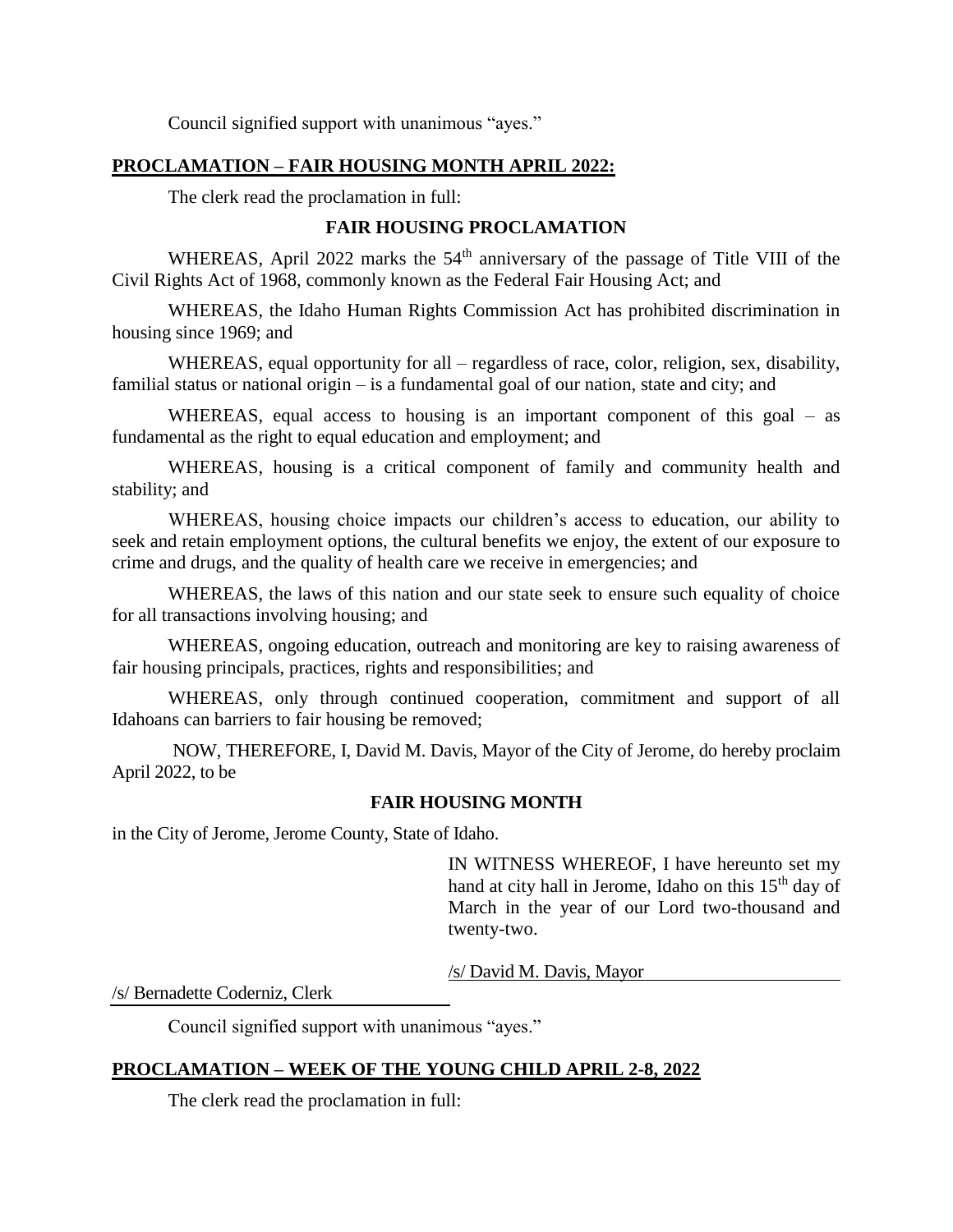Council signified support with unanimous "ayes."

**PROCLAMATION – FAIR HOUSING MONTH APRIL 2022:**

The clerk read the proclamation in full:

**FAIR HOUSING PROCLAMATION**

WHEREAS, April 2022 marks the 54th anniversary of the passage of Title VIII of the Civil Rights Act of 1968, commonly known as the Federal Fair Housing Act; and

WHEREAS, the Idaho Human Rights Commission Act has prohibited discrimination in housing since 1969; and

WHEREAS, equal opportunity for all – regardless of race, color, religion, sex, disability, familial status or national origin – is a fundamental goal of our nation, state and city; and

WHEREAS, equal access to housing is an important component of this goal – as fundamental as the right to equal education and employment; and

WHEREAS, housing is a critical component of family and community health and stability; and

WHEREAS, housing choice impacts our children's access to education, our ability to seek and retain employment options, the cultural benefits we enjoy, the extent of our exposure to crime and drugs, and the quality of health care we receive in emergencies; and

WHEREAS, the laws of this nation and our state seek to ensure such equality of choice for all transactions involving housing; and

WHEREAS, ongoing education, outreach and monitoring are key to raising awareness of fair housing principals, practices, rights and responsibilities; and

WHEREAS, only through continued cooperation, commitment and support of all Idahoans can barriers to fair housing be removed;

NOW, THEREFORE, I, David M. Davis, Mayor of the City of Jerome, do hereby proclaim April 2022, to be

**FAIR HOUSING MONTH**

in the City of Jerome, Jerome County, State of Idaho.

IN WITNESS WHEREOF, I have hereunto set my hand at city hall in Jerome, Idaho on this 15th day of March in the year of our Lord two-thousand and twenty-two.

/s/ David M. Davis, Mayor

/s/ Bernadette Coderniz, Clerk

Council signified support with unanimous "ayes."

**PROCLAMATION – WEEK OF THE YOUNG CHILD APRIL 2-8, 2022**

The clerk read the proclamation in full: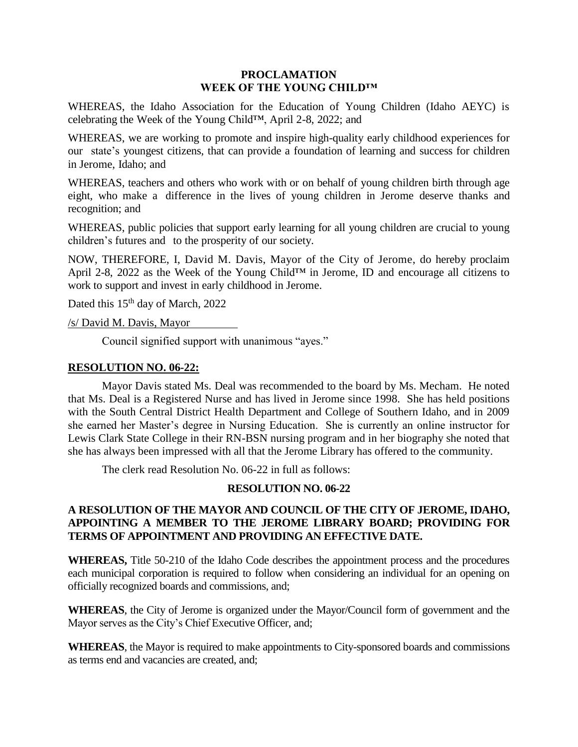**PROCLAMATION**
**WEEK OF THE YOUNG CHILD™**

WHEREAS, the Idaho Association for the Education of Young Children (Idaho AEYC) is celebrating the Week of the Young Child™, April 2-8, 2022; and

WHEREAS, we are working to promote and inspire high-quality early childhood experiences for our state's youngest citizens, that can provide a foundation of learning and success for children in Jerome, Idaho; and

WHEREAS, teachers and others who work with or on behalf of young children birth through age eight, who make a difference in the lives of young children in Jerome deserve thanks and recognition; and

WHEREAS, public policies that support early learning for all young children are crucial to young children's futures and to the prosperity of our society.

NOW, THEREFORE, I, David M. Davis, Mayor of the City of Jerome, do hereby proclaim April 2-8, 2022 as the Week of the Young Child™ in Jerome, ID and encourage all citizens to work to support and invest in early childhood in Jerome.

Dated this 15th day of March, 2022

/s/ David M. Davis, Mayor

Council signified support with unanimous "ayes."

## RESOLUTION NO. 06-22:

Mayor Davis stated Ms. Deal was recommended to the board by Ms. Mecham. He noted that Ms. Deal is a Registered Nurse and has lived in Jerome since 1998. She has held positions with the South Central District Health Department and College of Southern Idaho, and in 2009 she earned her Master's degree in Nursing Education. She is currently an online instructor for Lewis Clark State College in their RN-BSN nursing program and in her biography she noted that she has always been impressed with all that the Jerome Library has offered to the community.

The clerk read Resolution No. 06-22 in full as follows:

**RESOLUTION NO. 06-22**

**A RESOLUTION OF THE MAYOR AND COUNCIL OF THE CITY OF JEROME, IDAHO, APPOINTING A MEMBER TO THE JEROME LIBRARY BOARD; PROVIDING FOR TERMS OF APPOINTMENT AND PROVIDING AN EFFECTIVE DATE.**

**WHEREAS,** Title 50-210 of the Idaho Code describes the appointment process and the procedures each municipal corporation is required to follow when considering an individual for an opening on officially recognized boards and commissions, and;

**WHEREAS**, the City of Jerome is organized under the Mayor/Council form of government and the Mayor serves as the City's Chief Executive Officer, and;

**WHEREAS**, the Mayor is required to make appointments to City-sponsored boards and commissions as terms end and vacancies are created, and;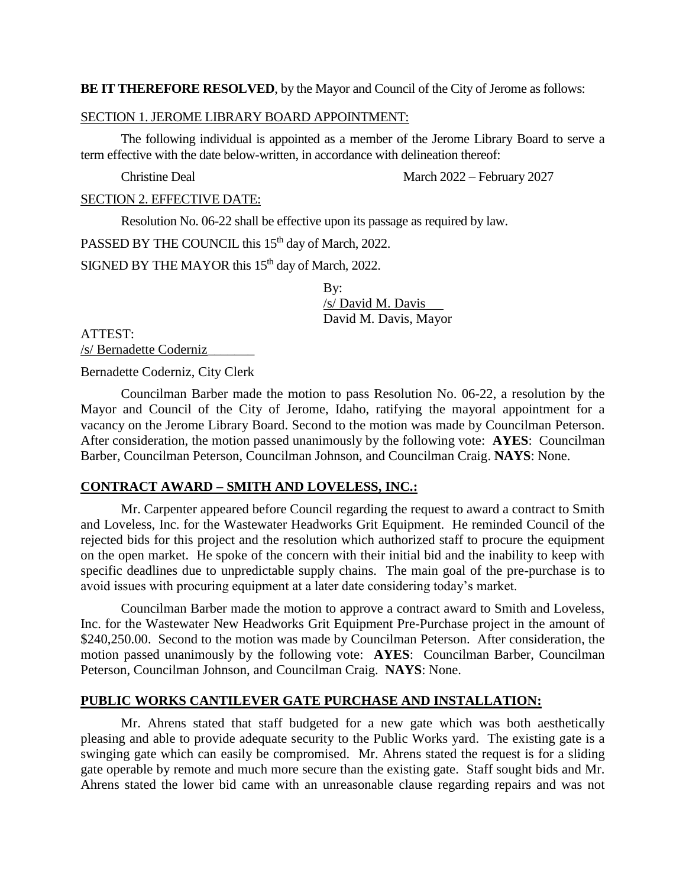**BE IT THEREFORE RESOLVED**, by the Mayor and Council of the City of Jerome as follows:

SECTION 1. JEROME LIBRARY BOARD APPOINTMENT:

The following individual is appointed as a member of the Jerome Library Board to serve a term effective with the date below-written, in accordance with delineation thereof:

Christine Deal March 2022 – February 2027

SECTION 2. EFFECTIVE DATE:

Resolution No. 06-22 shall be effective upon its passage as required by law.

PASSED BY THE COUNCIL this 15th day of March, 2022.

SIGNED BY THE MAYOR this 15th day of March, 2022.

By:
/s/ David M. Davis
David M. Davis, Mayor

ATTEST:
/s/ Bernadette Coderniz

Bernadette Coderniz, City Clerk

Councilman Barber made the motion to pass Resolution No. 06-22, a resolution by the Mayor and Council of the City of Jerome, Idaho, ratifying the mayoral appointment for a vacancy on the Jerome Library Board. Second to the motion was made by Councilman Peterson. After consideration, the motion passed unanimously by the following vote: **AYES**: Councilman Barber, Councilman Peterson, Councilman Johnson, and Councilman Craig. **NAYS**: None.

## CONTRACT AWARD – SMITH AND LOVELESS, INC.:

Mr. Carpenter appeared before Council regarding the request to award a contract to Smith and Loveless, Inc. for the Wastewater Headworks Grit Equipment. He reminded Council of the rejected bids for this project and the resolution which authorized staff to procure the equipment on the open market. He spoke of the concern with their initial bid and the inability to keep with specific deadlines due to unpredictable supply chains. The main goal of the pre-purchase is to avoid issues with procuring equipment at a later date considering today's market.

Councilman Barber made the motion to approve a contract award to Smith and Loveless, Inc. for the Wastewater New Headworks Grit Equipment Pre-Purchase project in the amount of \$240,250.00. Second to the motion was made by Councilman Peterson. After consideration, the motion passed unanimously by the following vote: **AYES**: Councilman Barber, Councilman Peterson, Councilman Johnson, and Councilman Craig. **NAYS**: None.

## PUBLIC WORKS CANTILEVER GATE PURCHASE AND INSTALLATION:

Mr. Ahrens stated that staff budgeted for a new gate which was both aesthetically pleasing and able to provide adequate security to the Public Works yard. The existing gate is a swinging gate which can easily be compromised. Mr. Ahrens stated the request is for a sliding gate operable by remote and much more secure than the existing gate. Staff sought bids and Mr. Ahrens stated the lower bid came with an unreasonable clause regarding repairs and was not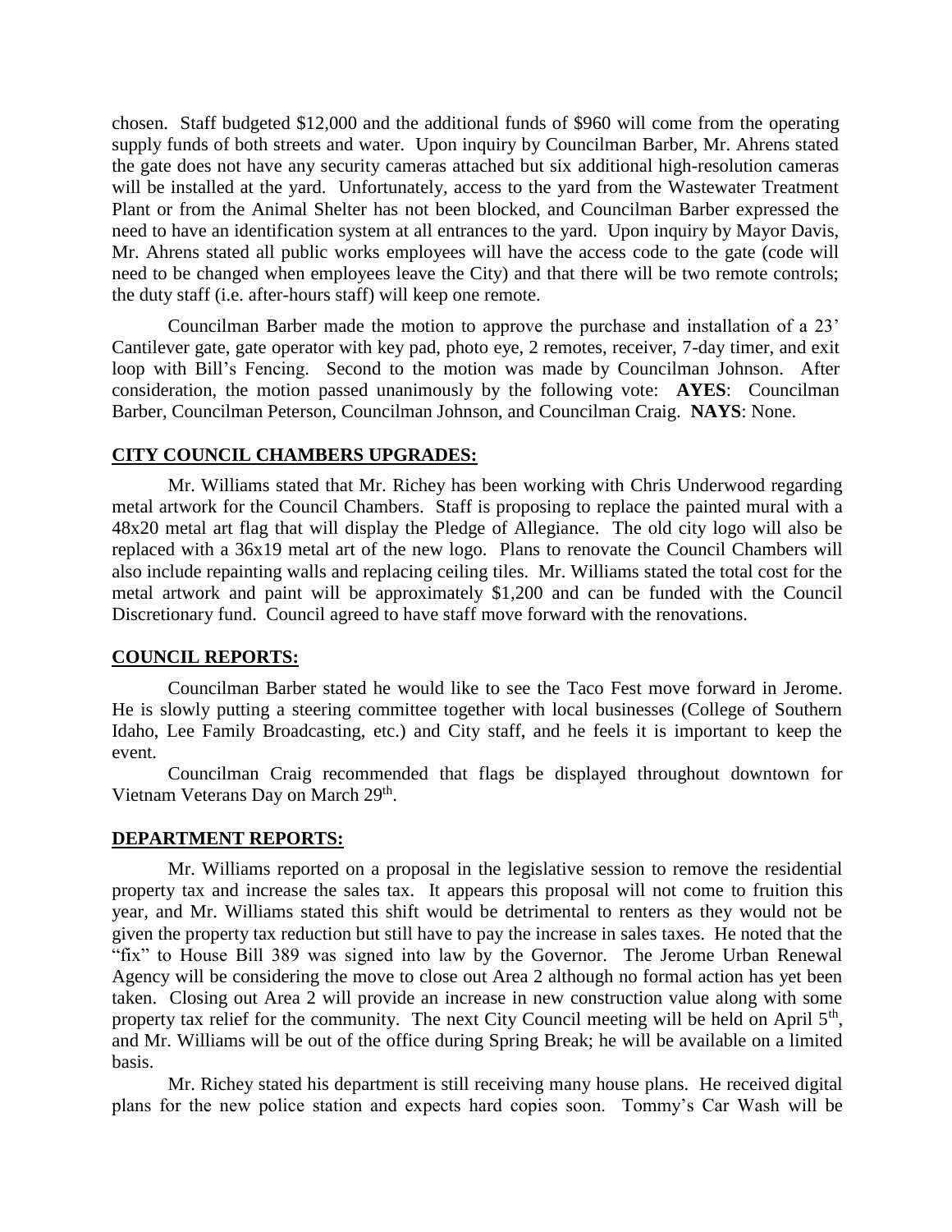chosen. Staff budgeted \$12,000 and the additional funds of \$960 will come from the operating supply funds of both streets and water. Upon inquiry by Councilman Barber, Mr. Ahrens stated the gate does not have any security cameras attached but six additional high-resolution cameras will be installed at the yard. Unfortunately, access to the yard from the Wastewater Treatment Plant or from the Animal Shelter has not been blocked, and Councilman Barber expressed the need to have an identification system at all entrances to the yard. Upon inquiry by Mayor Davis, Mr. Ahrens stated all public works employees will have the access code to the gate (code will need to be changed when employees leave the City) and that there will be two remote controls; the duty staff (i.e. after-hours staff) will keep one remote.

Councilman Barber made the motion to approve the purchase and installation of a 23' Cantilever gate, gate operator with key pad, photo eye, 2 remotes, receiver, 7-day timer, and exit loop with Bill's Fencing. Second to the motion was made by Councilman Johnson. After consideration, the motion passed unanimously by the following vote: **AYES**: Councilman Barber, Councilman Peterson, Councilman Johnson, and Councilman Craig. **NAYS**: None.

## CITY COUNCIL CHAMBERS UPGRADES:

Mr. Williams stated that Mr. Richey has been working with Chris Underwood regarding metal artwork for the Council Chambers. Staff is proposing to replace the painted mural with a 48x20 metal art flag that will display the Pledge of Allegiance. The old city logo will also be replaced with a 36x19 metal art of the new logo. Plans to renovate the Council Chambers will also include repainting walls and replacing ceiling tiles. Mr. Williams stated the total cost for the metal artwork and paint will be approximately \$1,200 and can be funded with the Council Discretionary fund. Council agreed to have staff move forward with the renovations.

## COUNCIL REPORTS:

Councilman Barber stated he would like to see the Taco Fest move forward in Jerome. He is slowly putting a steering committee together with local businesses (College of Southern Idaho, Lee Family Broadcasting, etc.) and City staff, and he feels it is important to keep the event.

Councilman Craig recommended that flags be displayed throughout downtown for Vietnam Veterans Day on March 29th.

## DEPARTMENT REPORTS:

Mr. Williams reported on a proposal in the legislative session to remove the residential property tax and increase the sales tax. It appears this proposal will not come to fruition this year, and Mr. Williams stated this shift would be detrimental to renters as they would not be given the property tax reduction but still have to pay the increase in sales taxes. He noted that the "fix" to House Bill 389 was signed into law by the Governor. The Jerome Urban Renewal Agency will be considering the move to close out Area 2 although no formal action has yet been taken. Closing out Area 2 will provide an increase in new construction value along with some property tax relief for the community. The next City Council meeting will be held on April 5th, and Mr. Williams will be out of the office during Spring Break; he will be available on a limited basis.

Mr. Richey stated his department is still receiving many house plans. He received digital plans for the new police station and expects hard copies soon. Tommy's Car Wash will be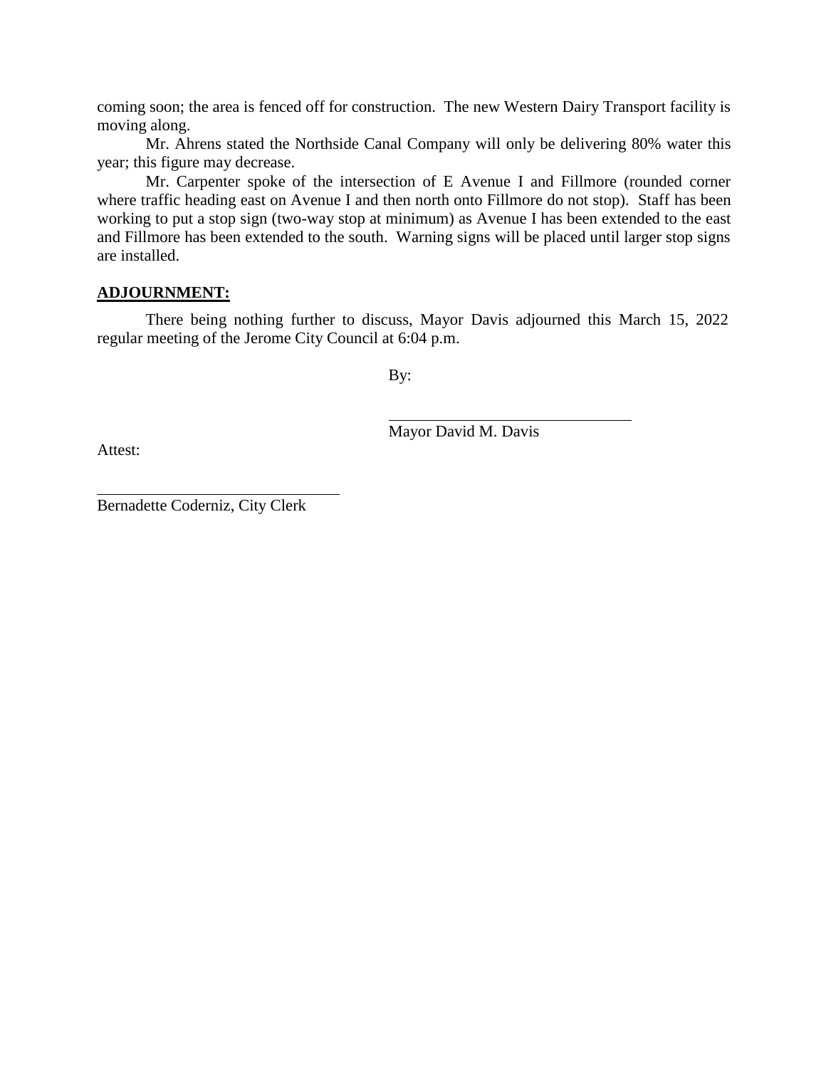coming soon; the area is fenced off for construction. The new Western Dairy Transport facility is moving along.

Mr. Ahrens stated the Northside Canal Company will only be delivering 80% water this year; this figure may decrease.

Mr. Carpenter spoke of the intersection of E Avenue I and Fillmore (rounded corner where traffic heading east on Avenue I and then north onto Fillmore do not stop). Staff has been working to put a stop sign (two-way stop at minimum) as Avenue I has been extended to the east and Fillmore has been extended to the south. Warning signs will be placed until larger stop signs are installed.

**ADJOURNMENT:**

There being nothing further to discuss, Mayor Davis adjourned this March 15, 2022 regular meeting of the Jerome City Council at 6:04 p.m.

By:

\_\_\_\_\_\_\_\_\_\_\_\_\_\_\_\_\_\_\_\_\_\_\_\_\_\_\_\_\_\_\_\_

Mayor David M. Davis

Attest:

\_\_\_\_\_\_\_\_\_\_\_\_\_\_\_\_\_\_\_\_\_\_\_\_\_\_\_\_\_\_\_\_

Bernadette Coderniz, City Clerk